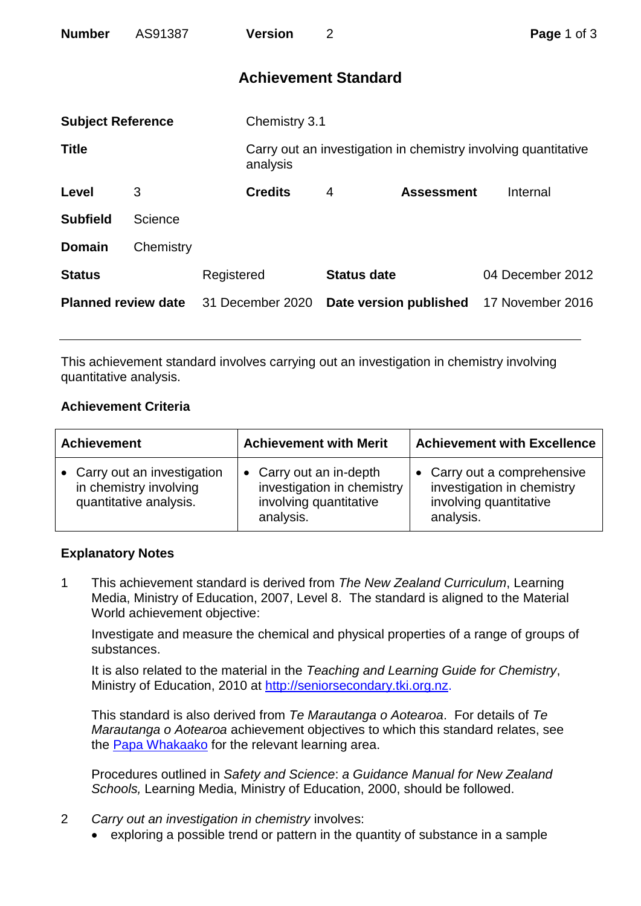| **Number** | AS91387 | **Version** | 2 |
|---|---|---|---|

# Achievement Standard

| | | | |
|---|---|---|---|
| **Subject Reference** | Chemistry 3.1 | | |
| **Title** | Carry out an investigation in chemistry involving quantitative analysis | | |
| **Level** 3 | **Credits** 4 | **Assessment** | Internal |
| **Subfield** | Science | | |
| **Domain** | Chemistry | | |
| **Status** | Registered | **Status date** | 04 December 2012 |
| **Planned review date** | 31 December 2020 | **Date version published** | 17 November 2016 |

---

This achievement standard involves carrying out an investigation in chemistry involving quantitative analysis.

## Achievement Criteria

| Achievement | Achievement with Merit | Achievement with Excellence |
|---|---|---|
| • Carry out an investigation in chemistry involving quantitative analysis. | • Carry out an in-depth investigation in chemistry involving quantitative analysis. | • Carry out a comprehensive investigation in chemistry involving quantitative analysis. |

## Explanatory Notes

1. This achievement standard is derived from *The New Zealand Curriculum*, Learning Media, Ministry of Education, 2007, Level 8. The standard is aligned to the Material World achievement objective:

   Investigate and measure the chemical and physical properties of a range of groups of substances.

   It is also related to the material in the *Teaching and Learning Guide for Chemistry*, Ministry of Education, 2010 at [http://seniorsecondary.tki.org.nz](http://seniorsecondary.tki.org.nz).

   This standard is also derived from *Te Marautanga o Aotearoa*. For details of *Te Marautanga o Aotearoa* achievement objectives to which this standard relates, see the Papa Whakaako for the relevant learning area.

   Procedures outlined in *Safety and Science*: *a Guidance Manual for New Zealand Schools,* Learning Media, Ministry of Education, 2000, should be followed.

2. *Carry out an investigation in chemistry* involves:
   - exploring a possible trend or pattern in the quantity of substance in a sample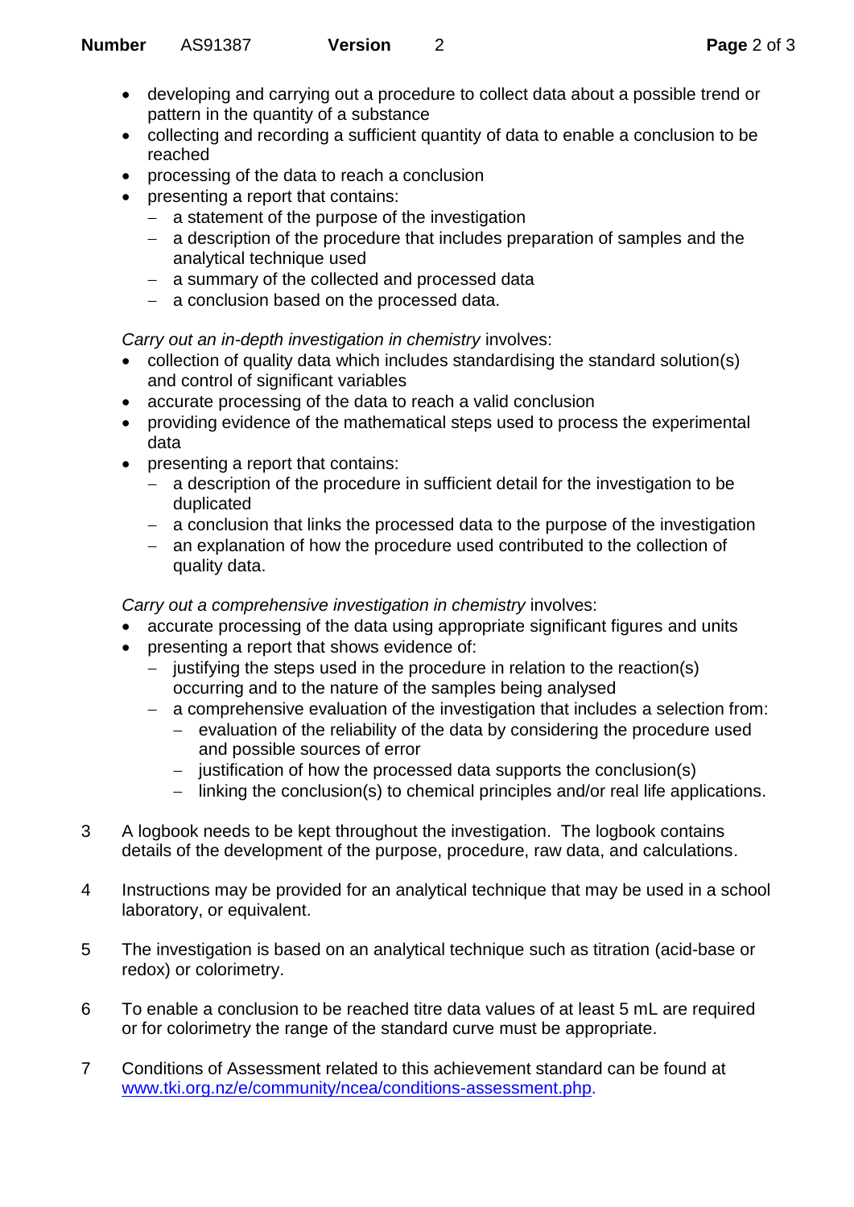- developing and carrying out a procedure to collect data about a possible trend or pattern in the quantity of a substance
- collecting and recording a sufficient quantity of data to enable a conclusion to be reached
- processing of the data to reach a conclusion
- presenting a report that contains:
  - a statement of the purpose of the investigation
  - a description of the procedure that includes preparation of samples and the analytical technique used
  - a summary of the collected and processed data
  - a conclusion based on the processed data.

*Carry out an in-depth investigation in chemistry* involves:

- collection of quality data which includes standardising the standard solution(s) and control of significant variables
- accurate processing of the data to reach a valid conclusion
- providing evidence of the mathematical steps used to process the experimental data
- presenting a report that contains:
  - a description of the procedure in sufficient detail for the investigation to be duplicated
  - a conclusion that links the processed data to the purpose of the investigation
  - an explanation of how the procedure used contributed to the collection of quality data.

*Carry out a comprehensive investigation in chemistry* involves:

- accurate processing of the data using appropriate significant figures and units
- presenting a report that shows evidence of:
  - justifying the steps used in the procedure in relation to the reaction(s) occurring and to the nature of the samples being analysed
  - a comprehensive evaluation of the investigation that includes a selection from:
    - evaluation of the reliability of the data by considering the procedure used and possible sources of error
    - justification of how the processed data supports the conclusion(s)
    - linking the conclusion(s) to chemical principles and/or real life applications.

3. A logbook needs to be kept throughout the investigation. The logbook contains details of the development of the purpose, procedure, raw data, and calculations.

4. Instructions may be provided for an analytical technique that may be used in a school laboratory, or equivalent.

5. The investigation is based on an analytical technique such as titration (acid-base or redox) or colorimetry.

6. To enable a conclusion to be reached titre data values of at least 5 mL are required or for colorimetry the range of the standard curve must be appropriate.

7. Conditions of Assessment related to this achievement standard can be found at www.tki.org.nz/e/community/ncea/conditions-assessment.php.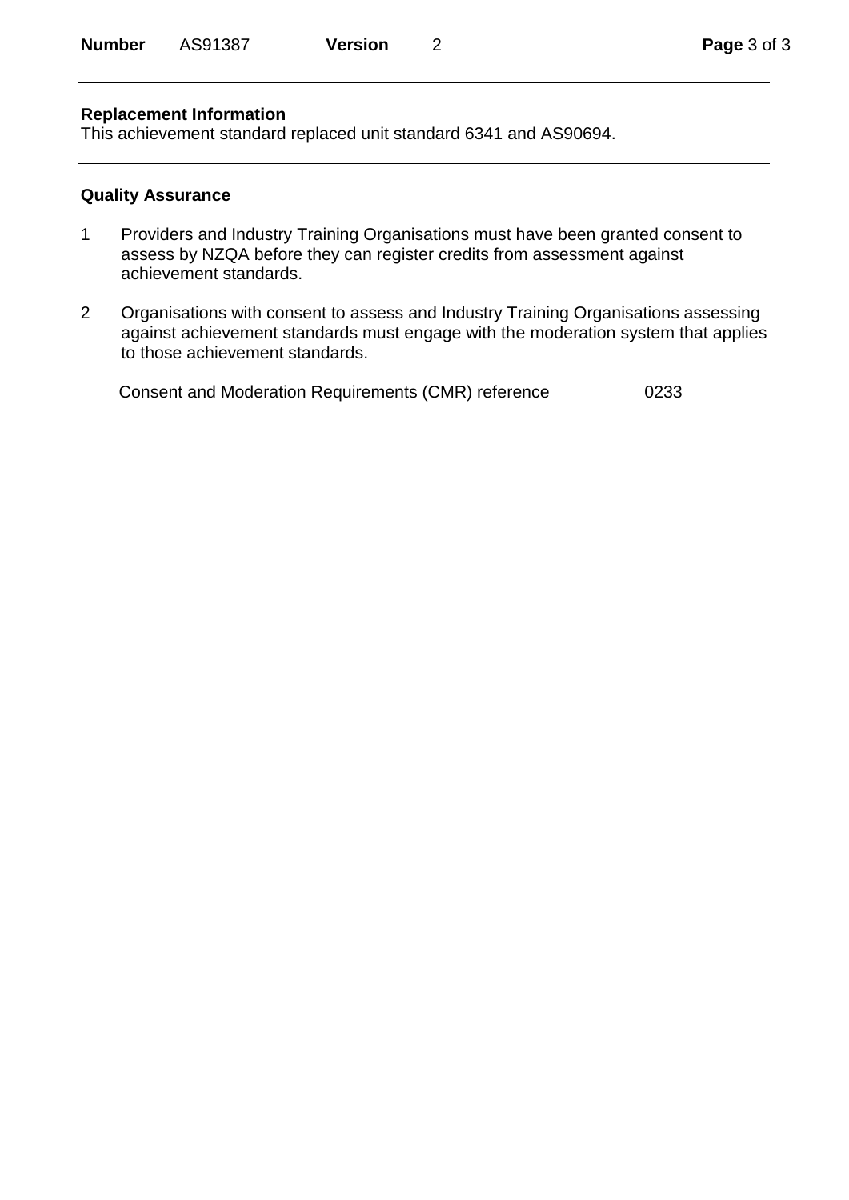**Replacement Information**

This achievement standard replaced unit standard 6341 and AS90694.

**Quality Assurance**

1. Providers and Industry Training Organisations must have been granted consent to assess by NZQA before they can register credits from assessment against achievement standards.

2. Organisations with consent to assess and Industry Training Organisations assessing against achievement standards must engage with the moderation system that applies to those achievement standards.

Consent and Moderation Requirements (CMR) reference 0233